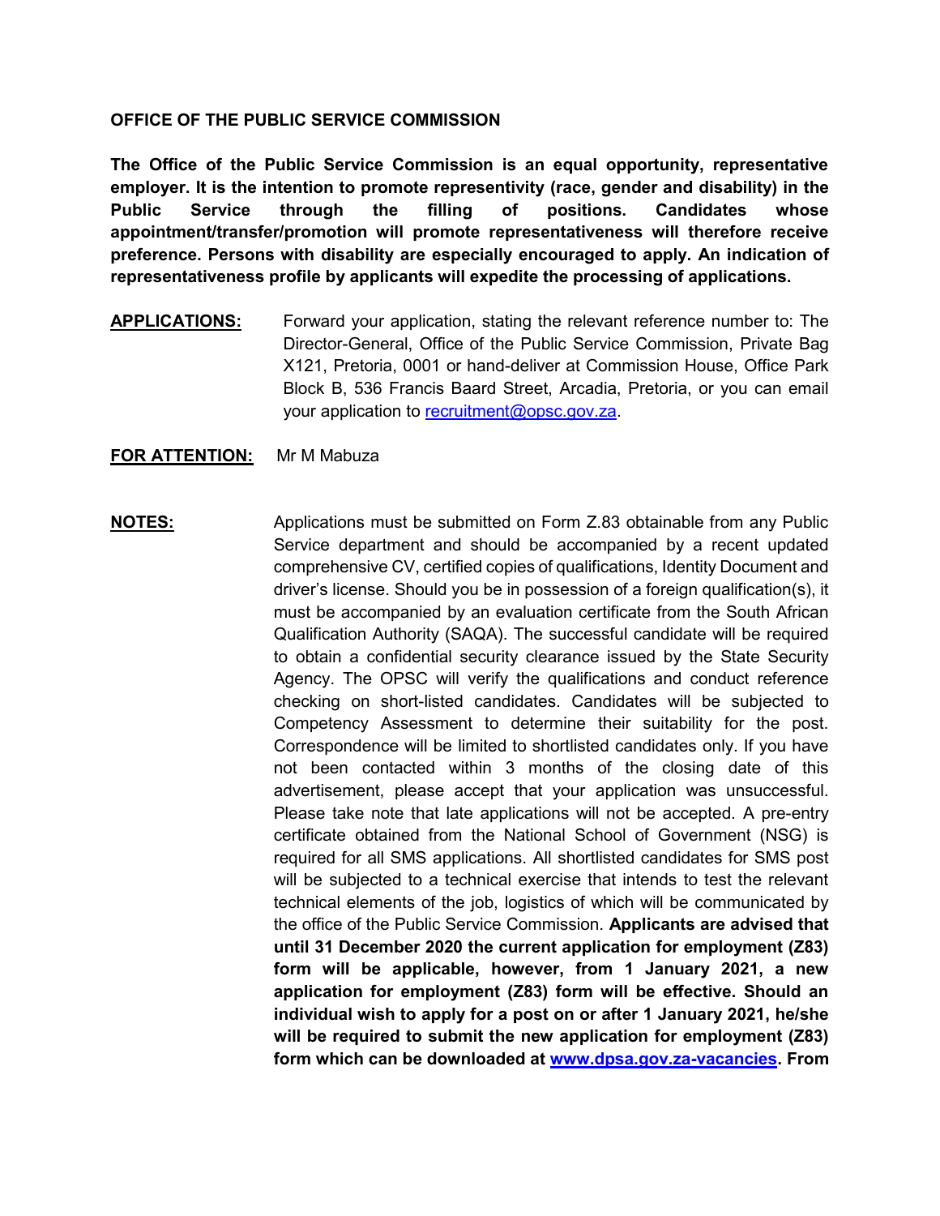**OFFICE OF THE PUBLIC SERVICE COMMISSION**

**The Office of the Public Service Commission is an equal opportunity, representative employer. It is the intention to promote representivity (race, gender and disability) in the Public Service through the filling of positions. Candidates whose appointment/transfer/promotion will promote representativeness will therefore receive preference. Persons with disability are especially encouraged to apply. An indication of representativeness profile by applicants will expedite the processing of applications.**

**APPLICATIONS:** Forward your application, stating the relevant reference number to: The Director-General, Office of the Public Service Commission, Private Bag X121, Pretoria, 0001 or hand-deliver at Commission House, Office Park Block B, 536 Francis Baard Street, Arcadia, Pretoria, or you can email your application to recruitment@opsc.gov.za.

**FOR ATTENTION:** Mr M Mabuza

**NOTES:** Applications must be submitted on Form Z.83 obtainable from any Public Service department and should be accompanied by a recent updated comprehensive CV, certified copies of qualifications, Identity Document and driver's license. Should you be in possession of a foreign qualification(s), it must be accompanied by an evaluation certificate from the South African Qualification Authority (SAQA). The successful candidate will be required to obtain a confidential security clearance issued by the State Security Agency. The OPSC will verify the qualifications and conduct reference checking on short-listed candidates. Candidates will be subjected to Competency Assessment to determine their suitability for the post. Correspondence will be limited to shortlisted candidates only. If you have not been contacted within 3 months of the closing date of this advertisement, please accept that your application was unsuccessful. Please take note that late applications will not be accepted. A pre-entry certificate obtained from the National School of Government (NSG) is required for all SMS applications. All shortlisted candidates for SMS post will be subjected to a technical exercise that intends to test the relevant technical elements of the job, logistics of which will be communicated by the office of the Public Service Commission. **Applicants are advised that until 31 December 2020 the current application for employment (Z83) form will be applicable, however, from 1 January 2021, a new application for employment (Z83) form will be effective. Should an individual wish to apply for a post on or after 1 January 2021, he/she will be required to submit the new application for employment (Z83) form which can be downloaded at www.dpsa.gov.za-vacancies. From**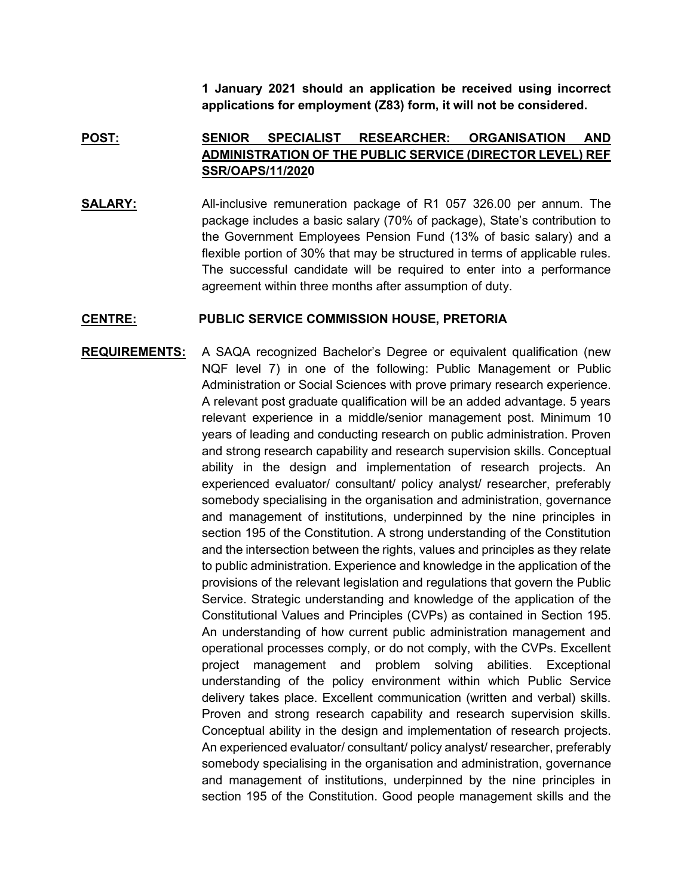**1 January 2021 should an application be received using incorrect applications for employment (Z83) form, it will not be considered.**

**POST:** **SENIOR SPECIALIST RESEARCHER: ORGANISATION AND ADMINISTRATION OF THE PUBLIC SERVICE (DIRECTOR LEVEL) REF SSR/OAPS/11/2020**

**SALARY:** All-inclusive remuneration package of R1 057 326.00 per annum. The package includes a basic salary (70% of package), State's contribution to the Government Employees Pension Fund (13% of basic salary) and a flexible portion of 30% that may be structured in terms of applicable rules. The successful candidate will be required to enter into a performance agreement within three months after assumption of duty.

**CENTRE:** **PUBLIC SERVICE COMMISSION HOUSE, PRETORIA**

**REQUIREMENTS:** A SAQA recognized Bachelor's Degree or equivalent qualification (new NQF level 7) in one of the following: Public Management or Public Administration or Social Sciences with prove primary research experience. A relevant post graduate qualification will be an added advantage. 5 years relevant experience in a middle/senior management post. Minimum 10 years of leading and conducting research on public administration. Proven and strong research capability and research supervision skills. Conceptual ability in the design and implementation of research projects. An experienced evaluator/ consultant/ policy analyst/ researcher, preferably somebody specialising in the organisation and administration, governance and management of institutions, underpinned by the nine principles in section 195 of the Constitution. A strong understanding of the Constitution and the intersection between the rights, values and principles as they relate to public administration. Experience and knowledge in the application of the provisions of the relevant legislation and regulations that govern the Public Service. Strategic understanding and knowledge of the application of the Constitutional Values and Principles (CVPs) as contained in Section 195. An understanding of how current public administration management and operational processes comply, or do not comply, with the CVPs. Excellent project management and problem solving abilities. Exceptional understanding of the policy environment within which Public Service delivery takes place. Excellent communication (written and verbal) skills. Proven and strong research capability and research supervision skills. Conceptual ability in the design and implementation of research projects. An experienced evaluator/ consultant/ policy analyst/ researcher, preferably somebody specialising in the organisation and administration, governance and management of institutions, underpinned by the nine principles in section 195 of the Constitution. Good people management skills and the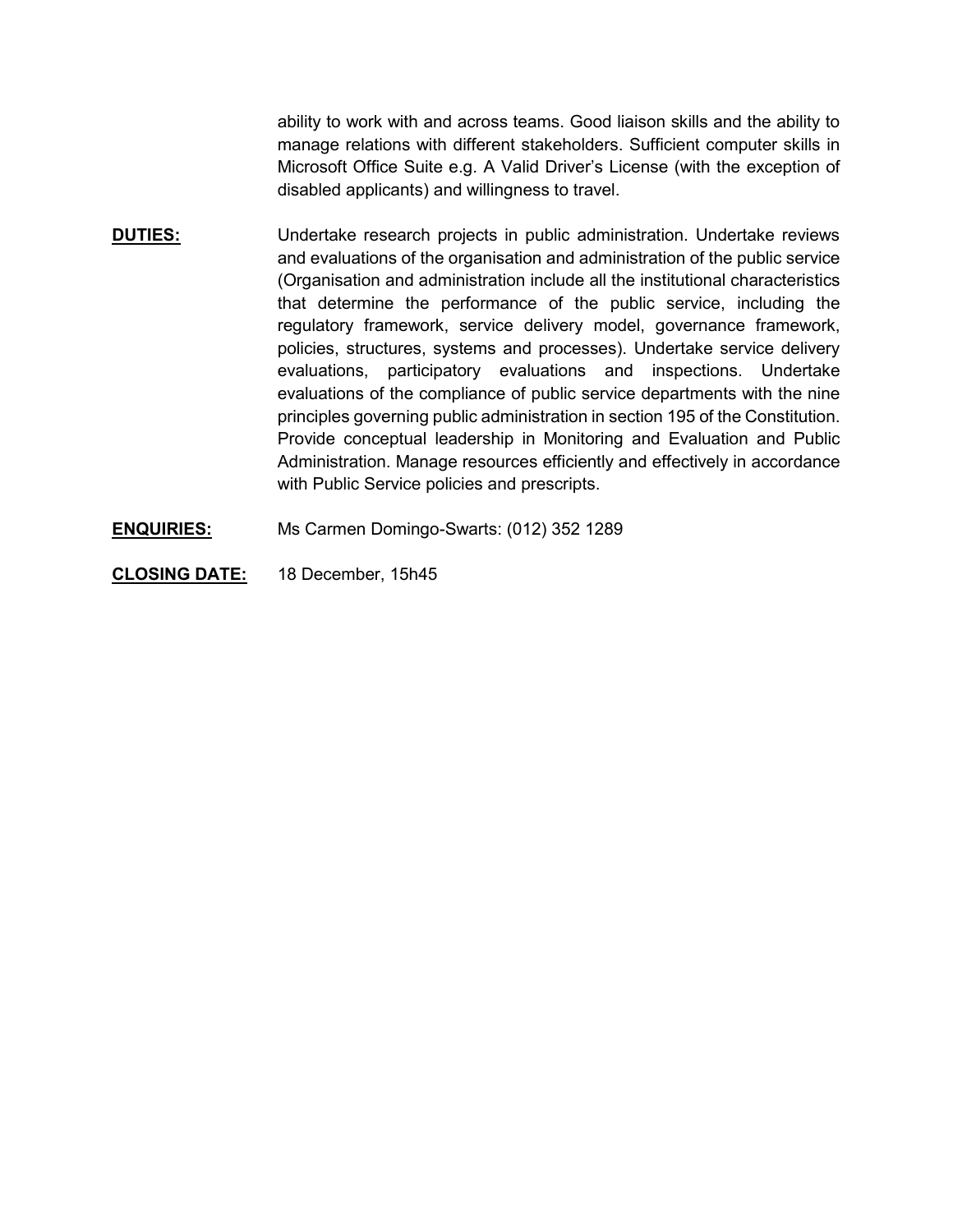ability to work with and across teams. Good liaison skills and the ability to manage relations with different stakeholders. Sufficient computer skills in Microsoft Office Suite e.g. A Valid Driver's License (with the exception of disabled applicants) and willingness to travel.

**DUTIES:** Undertake research projects in public administration. Undertake reviews and evaluations of the organisation and administration of the public service (Organisation and administration include all the institutional characteristics that determine the performance of the public service, including the regulatory framework, service delivery model, governance framework, policies, structures, systems and processes). Undertake service delivery evaluations, participatory evaluations and inspections. Undertake evaluations of the compliance of public service departments with the nine principles governing public administration in section 195 of the Constitution. Provide conceptual leadership in Monitoring and Evaluation and Public Administration. Manage resources efficiently and effectively in accordance with Public Service policies and prescripts.

**ENQUIRIES:** Ms Carmen Domingo-Swarts: (012) 352 1289

**CLOSING DATE:** 18 December, 15h45